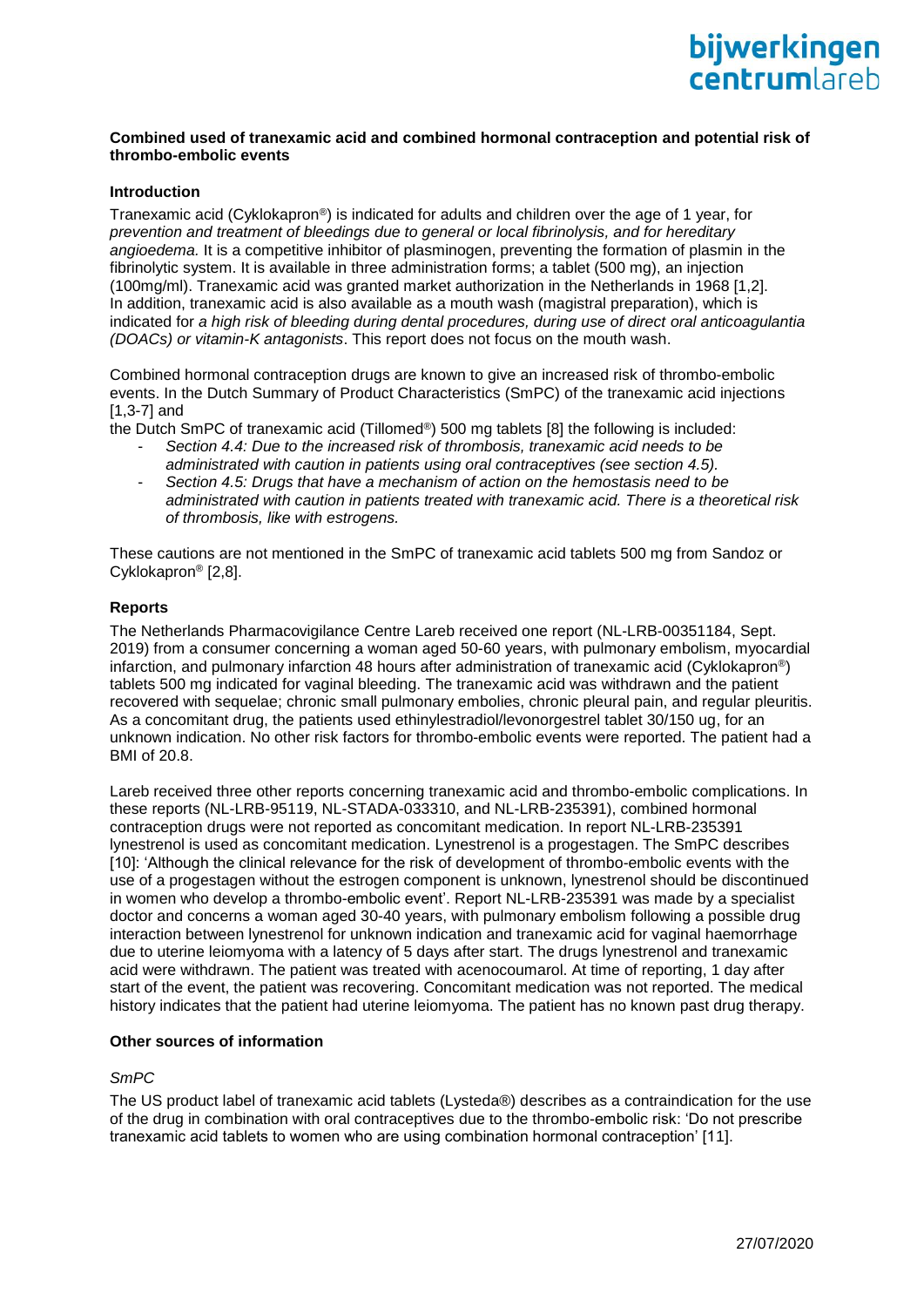**Combined used of tranexamic acid and combined hormonal contraception and potential risk of thrombo-embolic events**

**Introduction**

Tranexamic acid (Cyklokapron®) is indicated for adults and children over the age of 1 year, for *prevention and treatment of bleedings due to general or local fibrinolysis, and for hereditary angioedema.* It is a competitive inhibitor of plasminogen, preventing the formation of plasmin in the fibrinolytic system. It is available in three administration forms; a tablet (500 mg), an injection (100mg/ml). Tranexamic acid was granted market authorization in the Netherlands in 1968 [1,2]. In addition, tranexamic acid is also available as a mouth wash (magistral preparation), which is indicated for *a high risk of bleeding during dental procedures, during use of direct oral anticoagulantia (DOACs) or vitamin-K antagonists*. This report does not focus on the mouth wash.

Combined hormonal contraception drugs are known to give an increased risk of thrombo-embolic events. In the Dutch Summary of Product Characteristics (SmPC) of the tranexamic acid injections [1,3-7] and the Dutch SmPC of tranexamic acid (Tillomed®) 500 mg tablets [8] the following is included:

- *Section 4.4: Due to the increased risk of thrombosis, tranexamic acid needs to be administrated with caution in patients using oral contraceptives (see section 4.5).*
- *Section 4.5: Drugs that have a mechanism of action on the hemostasis need to be administrated with caution in patients treated with tranexamic acid. There is a theoretical risk of thrombosis, like with estrogens.*

These cautions are not mentioned in the SmPC of tranexamic acid tablets 500 mg from Sandoz or Cyklokapron® [2,8].

**Reports**

The Netherlands Pharmacovigilance Centre Lareb received one report (NL-LRB-00351184, Sept. 2019) from a consumer concerning a woman aged 50-60 years, with pulmonary embolism, myocardial infarction, and pulmonary infarction 48 hours after administration of tranexamic acid (Cyklokapron®) tablets 500 mg indicated for vaginal bleeding. The tranexamic acid was withdrawn and the patient recovered with sequelae; chronic small pulmonary embolies, chronic pleural pain, and regular pleuritis. As a concomitant drug, the patients used ethinylestradiol/levonorgestrel tablet 30/150 ug, for an unknown indication. No other risk factors for thrombo-embolic events were reported. The patient had a BMI of 20.8.

Lareb received three other reports concerning tranexamic acid and thrombo-embolic complications. In these reports (NL-LRB-95119, NL-STADA-033310, and NL-LRB-235391), combined hormonal contraception drugs were not reported as concomitant medication. In report NL-LRB-235391 lynestrenol is used as concomitant medication. Lynestrenol is a progestagen. The SmPC describes [10]: 'Although the clinical relevance for the risk of development of thrombo-embolic events with the use of a progestagen without the estrogen component is unknown, lynestrenol should be discontinued in women who develop a thrombo-embolic event'. Report NL-LRB-235391 was made by a specialist doctor and concerns a woman aged 30-40 years, with pulmonary embolism following a possible drug interaction between lynestrenol for unknown indication and tranexamic acid for vaginal haemorrhage due to uterine leiomyoma with a latency of 5 days after start. The drugs lynestrenol and tranexamic acid were withdrawn. The patient was treated with acenocoumarol. At time of reporting, 1 day after start of the event, the patient was recovering. Concomitant medication was not reported. The medical history indicates that the patient had uterine leiomyoma. The patient has no known past drug therapy.

**Other sources of information**

*SmPC*

The US product label of tranexamic acid tablets (Lysteda®) describes as a contraindication for the use of the drug in combination with oral contraceptives due to the thrombo-embolic risk: 'Do not prescribe tranexamic acid tablets to women who are using combination hormonal contraception' [11].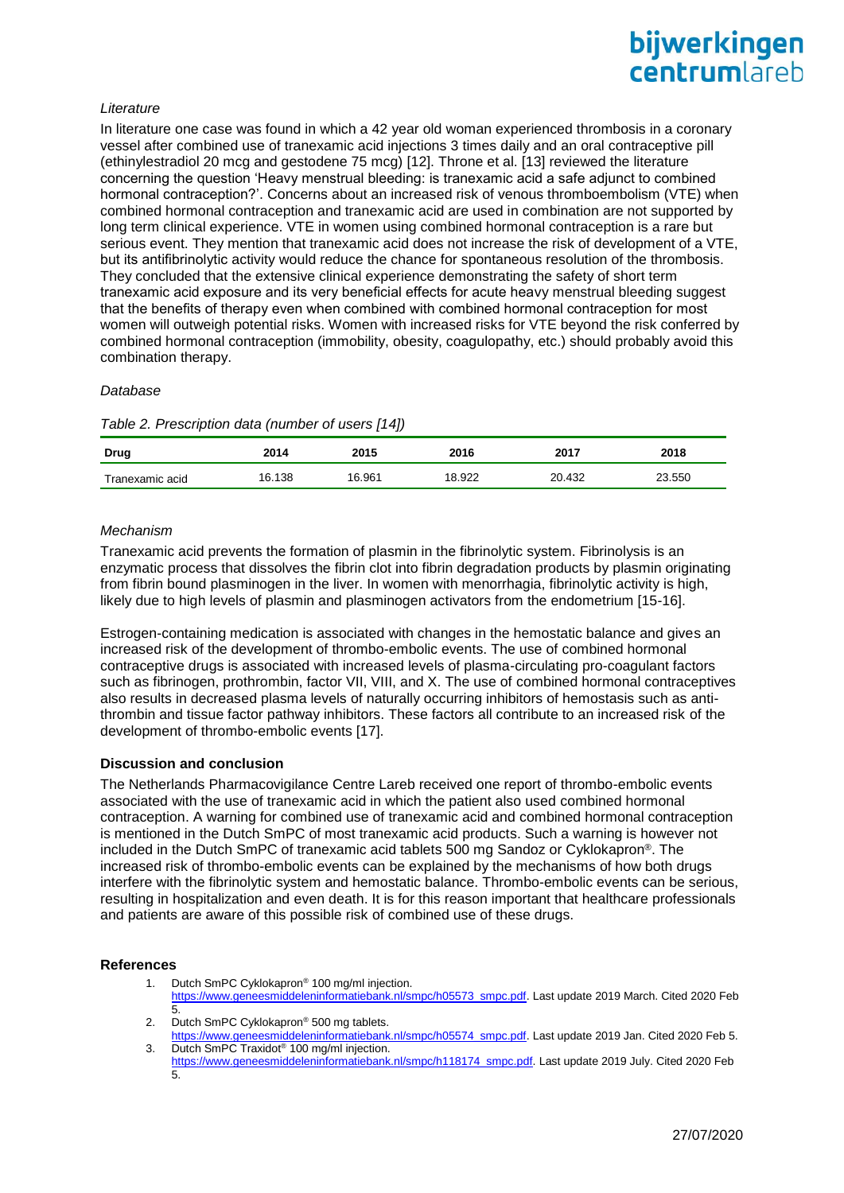*Literature*

In literature one case was found in which a 42 year old woman experienced thrombosis in a coronary vessel after combined use of tranexamic acid injections 3 times daily and an oral contraceptive pill (ethinylestradiol 20 mcg and gestodene 75 mcg) [12]. Throne et al. [13] reviewed the literature concerning the question 'Heavy menstrual bleeding: is tranexamic acid a safe adjunct to combined hormonal contraception?'. Concerns about an increased risk of venous thromboembolism (VTE) when combined hormonal contraception and tranexamic acid are used in combination are not supported by long term clinical experience. VTE in women using combined hormonal contraception is a rare but serious event. They mention that tranexamic acid does not increase the risk of development of a VTE, but its antifibrinolytic activity would reduce the chance for spontaneous resolution of the thrombosis. They concluded that the extensive clinical experience demonstrating the safety of short term tranexamic acid exposure and its very beneficial effects for acute heavy menstrual bleeding suggest that the benefits of therapy even when combined with combined hormonal contraception for most women will outweigh potential risks. Women with increased risks for VTE beyond the risk conferred by combined hormonal contraception (immobility, obesity, coagulopathy, etc.) should probably avoid this combination therapy.

*Database*

*Table 2. Prescription data (number of users [14])*

| Drug | 2014 | 2015 | 2016 | 2017 | 2018 |
|---|---|---|---|---|---|
| Tranexamic acid | 16.138 | 16.961 | 18.922 | 20.432 | 23.550 |

*Mechanism*

Tranexamic acid prevents the formation of plasmin in the fibrinolytic system. Fibrinolysis is an enzymatic process that dissolves the fibrin clot into fibrin degradation products by plasmin originating from fibrin bound plasminogen in the liver. In women with menorrhagia, fibrinolytic activity is high, likely due to high levels of plasmin and plasminogen activators from the endometrium [15-16].

Estrogen-containing medication is associated with changes in the hemostatic balance and gives an increased risk of the development of thrombo-embolic events. The use of combined hormonal contraceptive drugs is associated with increased levels of plasma-circulating pro-coagulant factors such as fibrinogen, prothrombin, factor VII, VIII, and X. The use of combined hormonal contraceptives also results in decreased plasma levels of naturally occurring inhibitors of hemostasis such as anti-thrombin and tissue factor pathway inhibitors. These factors all contribute to an increased risk of the development of thrombo-embolic events [17].

**Discussion and conclusion**

The Netherlands Pharmacovigilance Centre Lareb received one report of thrombo-embolic events associated with the use of tranexamic acid in which the patient also used combined hormonal contraception. A warning for combined use of tranexamic acid and combined hormonal contraception is mentioned in the Dutch SmPC of most tranexamic acid products. Such a warning is however not included in the Dutch SmPC of tranexamic acid tablets 500 mg Sandoz or Cyklokapron®. The increased risk of thrombo-embolic events can be explained by the mechanisms of how both drugs interfere with the fibrinolytic system and hemostatic balance. Thrombo-embolic events can be serious, resulting in hospitalization and even death. It is for this reason important that healthcare professionals and patients are aware of this possible risk of combined use of these drugs.

**References**

1. Dutch SmPC Cyklokapron® 100 mg/ml injection. https://www.geneesmiddeleninformatiebank.nl/smpc/h05573_smpc.pdf. Last update 2019 March. Cited 2020 Feb 5.
2. Dutch SmPC Cyklokapron® 500 mg tablets. https://www.geneesmiddeleninformatiebank.nl/smpc/h05574_smpc.pdf. Last update 2019 Jan. Cited 2020 Feb 5.
3. Dutch SmPC Traxidot® 100 mg/ml injection. https://www.geneesmiddeleninformatiebank.nl/smpc/h118174_smpc.pdf. Last update 2019 July. Cited 2020 Feb 5.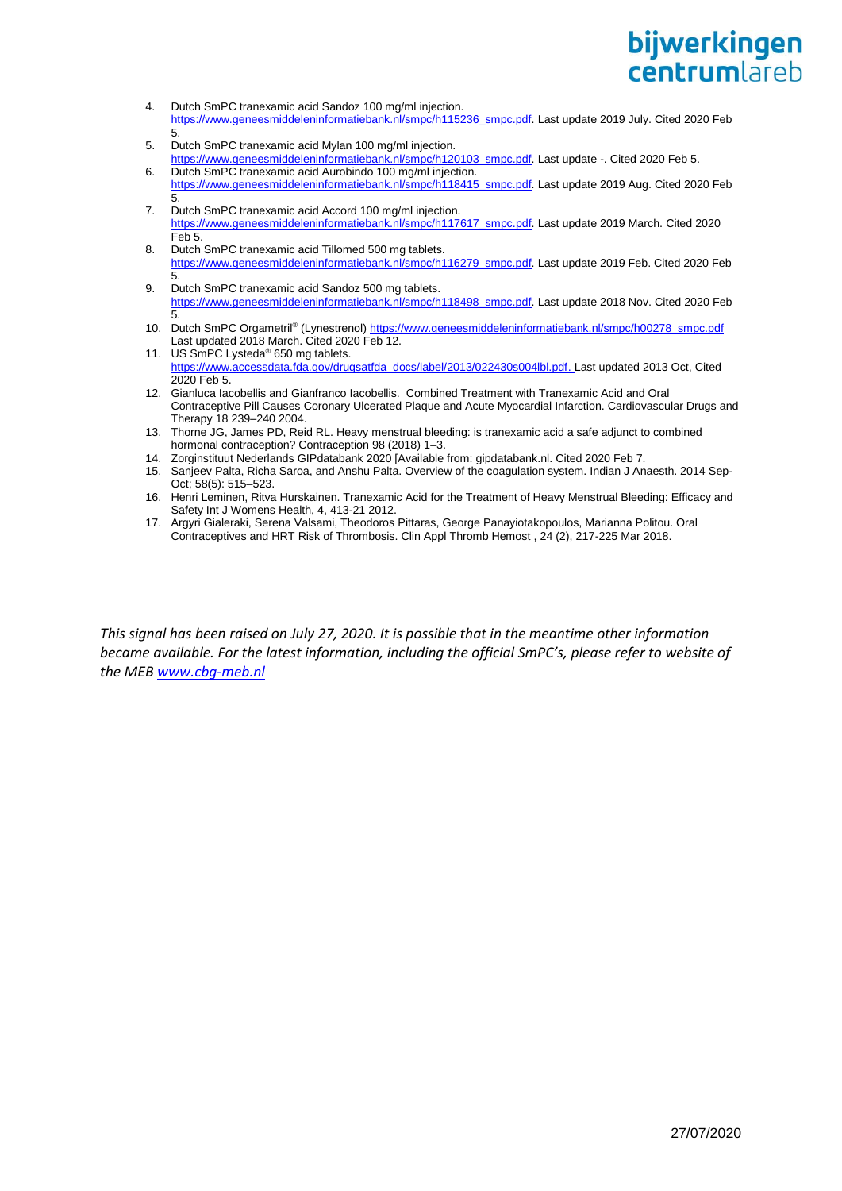4. Dutch SmPC tranexamic acid Sandoz 100 mg/ml injection. https://www.geneesmiddeleninformatiebank.nl/smpc/h115236_smpc.pdf. Last update 2019 July. Cited 2020 Feb 5.
5. Dutch SmPC tranexamic acid Mylan 100 mg/ml injection. https://www.geneesmiddeleninformatiebank.nl/smpc/h120103_smpc.pdf. Last update -. Cited 2020 Feb 5.
6. Dutch SmPC tranexamic acid Aurobindo 100 mg/ml injection. https://www.geneesmiddeleninformatiebank.nl/smpc/h118415_smpc.pdf. Last update 2019 Aug. Cited 2020 Feb 5.
7. Dutch SmPC tranexamic acid Accord 100 mg/ml injection. https://www.geneesmiddeleninformatiebank.nl/smpc/h117617_smpc.pdf. Last update 2019 March. Cited 2020 Feb 5.
8. Dutch SmPC tranexamic acid Tillomed 500 mg tablets. https://www.geneesmiddeleninformatiebank.nl/smpc/h116279_smpc.pdf. Last update 2019 Feb. Cited 2020 Feb 5.
9. Dutch SmPC tranexamic acid Sandoz 500 mg tablets. https://www.geneesmiddeleninformatiebank.nl/smpc/h118498_smpc.pdf. Last update 2018 Nov. Cited 2020 Feb 5.
10. Dutch SmPC Orgametril® (Lynestrenol) https://www.geneesmiddeleninformatiebank.nl/smpc/h00278_smpc.pdf Last updated 2018 March. Cited 2020 Feb 12.
11. US SmPC Lysteda® 650 mg tablets. https://www.accessdata.fda.gov/drugsatfda_docs/label/2013/022430s004lbl.pdf. Last updated 2013 Oct, Cited 2020 Feb 5.
12. Gianluca Iacobellis and Gianfranco Iacobellis. Combined Treatment with Tranexamic Acid and Oral Contraceptive Pill Causes Coronary Ulcerated Plaque and Acute Myocardial Infarction. Cardiovascular Drugs and Therapy 18 239–240 2004.
13. Thorne JG, James PD, Reid RL. Heavy menstrual bleeding: is tranexamic acid a safe adjunct to combined hormonal contraception? Contraception 98 (2018) 1–3.
14. Zorginstituut Nederlands GIPdatabank 2020 [Available from: gipdatabank.nl. Cited 2020 Feb 7.
15. Sanjeev Palta, Richa Saroa, and Anshu Palta. Overview of the coagulation system. Indian J Anaesth. 2014 Sep-Oct; 58(5): 515–523.
16. Henri Leminen, Ritva Hurskainen. Tranexamic Acid for the Treatment of Heavy Menstrual Bleeding: Efficacy and Safety Int J Womens Health, 4, 413-21 2012.
17. Argyri Gialeraki, Serena Valsami, Theodoros Pittaras, George Panayiotakopoulos, Marianna Politou. Oral Contraceptives and HRT Risk of Thrombosis. Clin Appl Thromb Hemost , 24 (2), 217-225 Mar 2018.

*This signal has been raised on July 27, 2020. It is possible that in the meantime other information became available. For the latest information, including the official SmPC's, please refer to website of the MEB www.cbg-meb.nl*